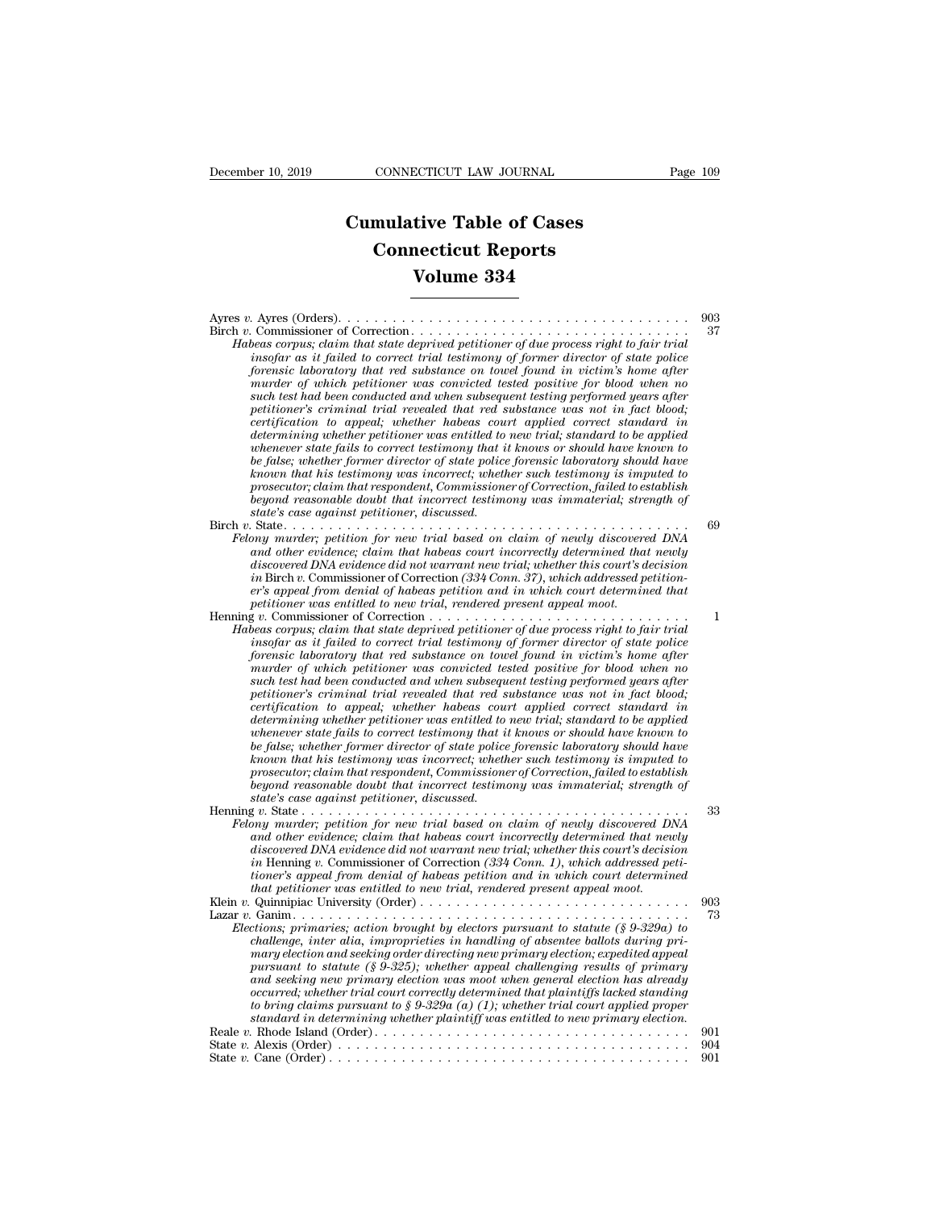# Cumulative Table of Cases
# Connecticut Reports
# Volume 334

Ayres *v.* Ayres (Orders). . . . . . . . . . . . . . . . . . . . . . . . . . . . . . . . . . . . . . . 903

Birch *v.* Commissioner of Correction . . . . . . . . . . . . . . . . . . . . . . . . . . . . . . . 37

*Habeas corpus; claim that state deprived petitioner of due process right to fair trial insofar as it failed to correct trial testimony of former director of state police forensic laboratory that red substance on towel found in victim's home after murder of which petitioner was convicted tested positive for blood when no such test had been conducted and when subsequent testing performed years after petitioner's criminal trial revealed that red substance was not in fact blood; certification to appeal; whether habeas court applied correct standard in determining whether petitioner was entitled to new trial; standard to be applied whenever state fails to correct testimony that it knows or should have known to be false; whether former director of state police forensic laboratory should have known that his testimony was incorrect; whether such testimony is imputed to prosecutor; claim that respondent, Commissioner of Correction, failed to establish beyond reasonable doubt that incorrect testimony was immaterial; strength of state's case against petitioner, discussed.*

Birch *v.* State. . . . . . . . . . . . . . . . . . . . . . . . . . . . . . . . . . . . . . . . . . . . 69

*Felony murder; petition for new trial based on claim of newly discovered DNA and other evidence; claim that habeas court incorrectly determined that newly discovered DNA evidence did not warrant new trial; whether this court's decision in* Birch *v.* Commissioner of Correction *(334 Conn. 37), which addressed petitioner's appeal from denial of habeas petition and in which court determined that petitioner was entitled to new trial, rendered present appeal moot.*

Henning *v.* Commissioner of Correction . . . . . . . . . . . . . . . . . . . . . . . . . . . . . 1

*Habeas corpus; claim that state deprived petitioner of due process right to fair trial insofar as it failed to correct trial testimony of former director of state police forensic laboratory that red substance on towel found in victim's home after murder of which petitioner was convicted tested positive for blood when no such test had been conducted and when subsequent testing performed years after petitioner's criminal trial revealed that red substance was not in fact blood; certification to appeal; whether habeas court applied correct standard in determining whether petitioner was entitled to new trial; standard to be applied whenever state fails to correct testimony that it knows or should have known to be false; whether former director of state police forensic laboratory should have known that his testimony was incorrect; whether such testimony is imputed to prosecutor; claim that respondent, Commissioner of Correction, failed to establish beyond reasonable doubt that incorrect testimony was immaterial; strength of state's case against petitioner, discussed.*

Henning *v.* State . . . . . . . . . . . . . . . . . . . . . . . . . . . . . . . . . . . . . . . . . . . 33

*Felony murder; petition for new trial based on claim of newly discovered DNA and other evidence; claim that habeas court incorrectly determined that newly discovered DNA evidence did not warrant new trial; whether this court's decision in* Henning *v.* Commissioner of Correction *(334 Conn. 1), which addressed petitioner's appeal from denial of habeas petition and in which court determined that petitioner was entitled to new trial, rendered present appeal moot.*

Klein *v.* Quinnipiac University (Order) . . . . . . . . . . . . . . . . . . . . . . . . . . . . . 903

Lazar *v.* Ganim. . . . . . . . . . . . . . . . . . . . . . . . . . . . . . . . . . . . . . . . . . . . . 73

*Elections; primaries; action brought by electors pursuant to statute (§ 9-329a) to challenge, inter alia, improprieties in handling of absentee ballots during primary election and seeking order directing new primary election; expedited appeal pursuant to statute (§ 9-325); whether appeal challenging results of primary and seeking new primary election was moot when general election has already occurred; whether trial court correctly determined that plaintiffs lacked standing to bring claims pursuant to § 9-329a (a) (1); whether trial court applied proper standard in determining whether plaintiff was entitled to new primary election.*

Reale *v.* Rhode Island (Order). . . . . . . . . . . . . . . . . . . . . . . . . . . . . . . . . . 901

State *v.* Alexis (Order) . . . . . . . . . . . . . . . . . . . . . . . . . . . . . . . . . . . . . . . 904

State *v.* Cane (Order) . . . . . . . . . . . . . . . . . . . . . . . . . . . . . . . . . . . . . . . . 901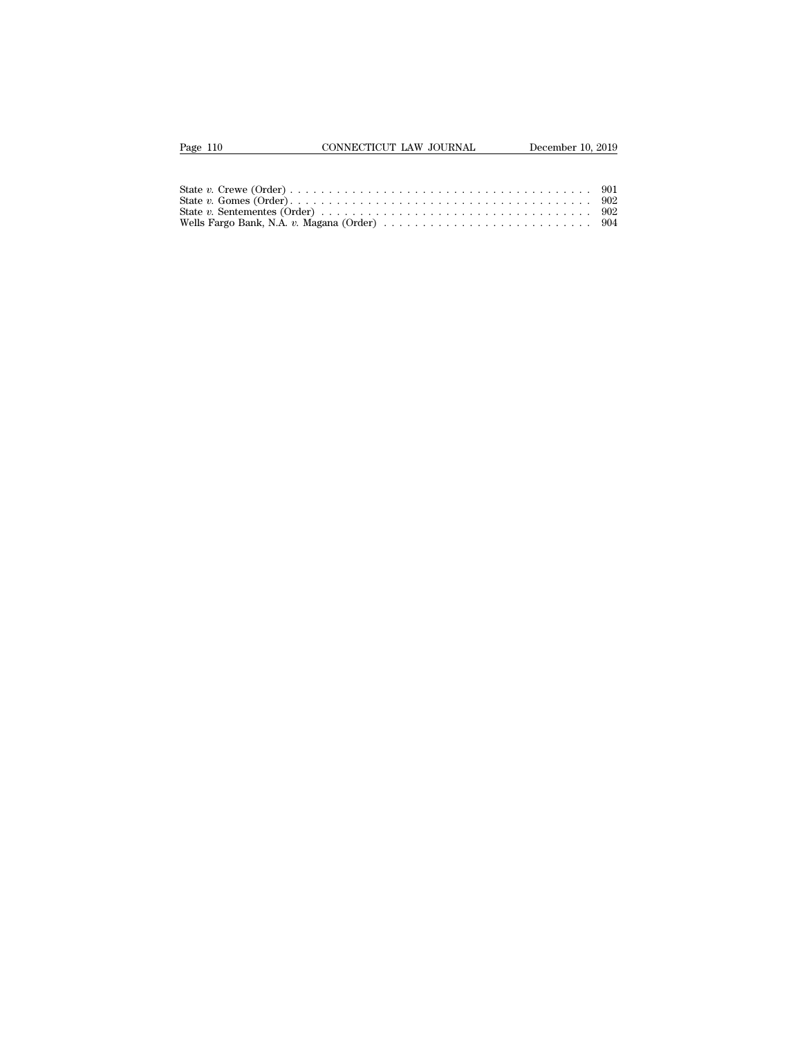State *v.* Crewe (Order) . . . . . . . . . . . . . . . . . . . . . . . . . . . . . . . . . . . . . 901
State *v.* Gomes (Order) . . . . . . . . . . . . . . . . . . . . . . . . . . . . . . . . . . . . . 902
State *v.* Sentementes (Order) . . . . . . . . . . . . . . . . . . . . . . . . . . . . . . . . . 902
Wells Fargo Bank, N.A. *v.* Magana (Order) . . . . . . . . . . . . . . . . . . . . . . . . . . 904